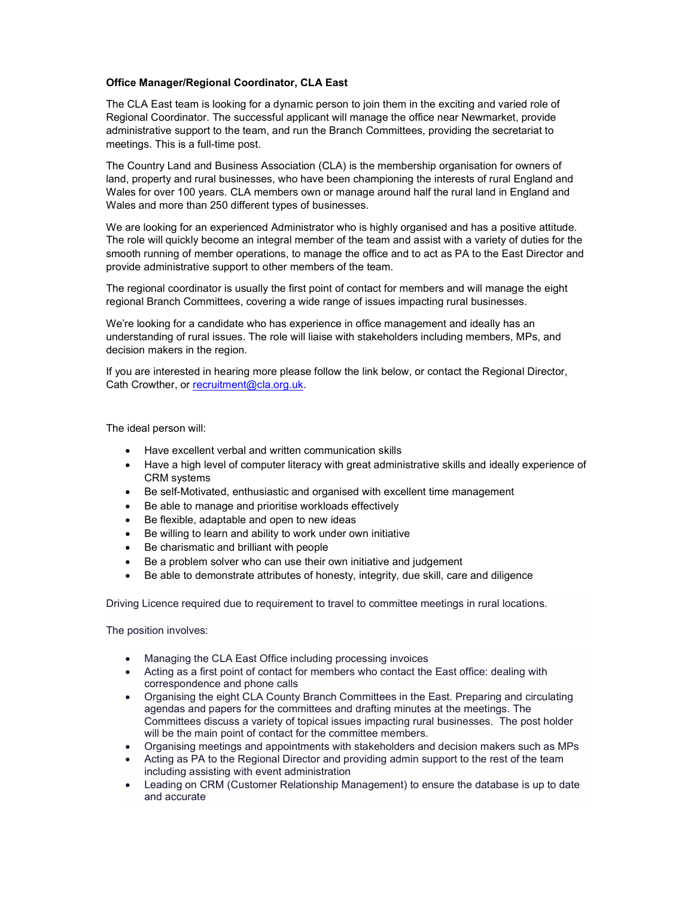**Office Manager/Regional Coordinator, CLA East**

The CLA East team is looking for a dynamic person to join them in the exciting and varied role of Regional Coordinator. The successful applicant will manage the office near Newmarket, provide administrative support to the team, and run the Branch Committees, providing the secretariat to meetings. This is a full-time post.

The Country Land and Business Association (CLA) is the membership organisation for owners of land, property and rural businesses, who have been championing the interests of rural England and Wales for over 100 years. CLA members own or manage around half the rural land in England and Wales and more than 250 different types of businesses.

We are looking for an experienced Administrator who is highly organised and has a positive attitude. The role will quickly become an integral member of the team and assist with a variety of duties for the smooth running of member operations, to manage the office and to act as PA to the East Director and provide administrative support to other members of the team.

The regional coordinator is usually the first point of contact for members and will manage the eight regional Branch Committees, covering a wide range of issues impacting rural businesses.

We're looking for a candidate who has experience in office management and ideally has an understanding of rural issues. The role will liaise with stakeholders including members, MPs, and decision makers in the region.

If you are interested in hearing more please follow the link below, or contact the Regional Director, Cath Crowther, or recruitment@cla.org.uk.

The ideal person will:

- Have excellent verbal and written communication skills
- Have a high level of computer literacy with great administrative skills and ideally experience of CRM systems
- Be self-Motivated, enthusiastic and organised with excellent time management
- Be able to manage and prioritise workloads effectively
- Be flexible, adaptable and open to new ideas
- Be willing to learn and ability to work under own initiative
- Be charismatic and brilliant with people
- Be a problem solver who can use their own initiative and judgement
- Be able to demonstrate attributes of honesty, integrity, due skill, care and diligence

Driving Licence required due to requirement to travel to committee meetings in rural locations.

The position involves:

- Managing the CLA East Office including processing invoices
- Acting as a first point of contact for members who contact the East office: dealing with correspondence and phone calls
- Organising the eight CLA County Branch Committees in the East. Preparing and circulating agendas and papers for the committees and drafting minutes at the meetings. The Committees discuss a variety of topical issues impacting rural businesses. The post holder will be the main point of contact for the committee members.
- Organising meetings and appointments with stakeholders and decision makers such as MPs
- Acting as PA to the Regional Director and providing admin support to the rest of the team including assisting with event administration
- Leading on CRM (Customer Relationship Management) to ensure the database is up to date and accurate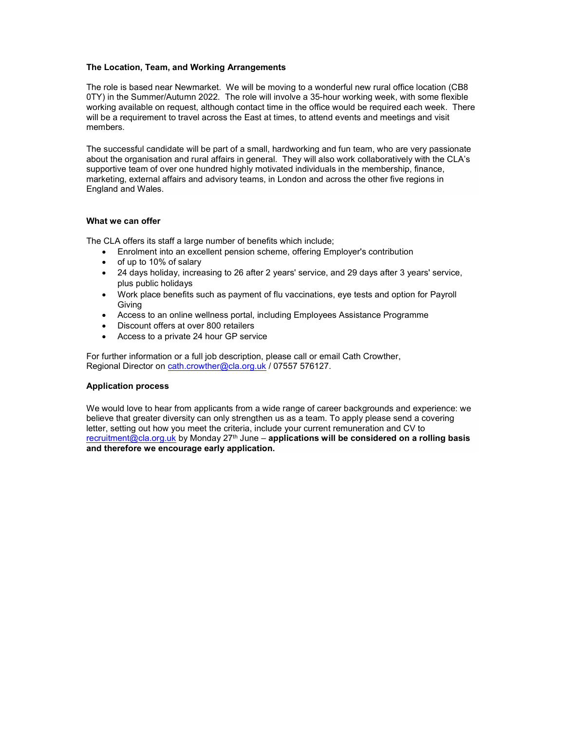**The Location, Team, and Working Arrangements**

The role is based near Newmarket. We will be moving to a wonderful new rural office location (CB8 0TY) in the Summer/Autumn 2022. The role will involve a 35-hour working week, with some flexible working available on request, although contact time in the office would be required each week. There will be a requirement to travel across the East at times, to attend events and meetings and visit members.

The successful candidate will be part of a small, hardworking and fun team, who are very passionate about the organisation and rural affairs in general. They will also work collaboratively with the CLA's supportive team of over one hundred highly motivated individuals in the membership, finance, marketing, external affairs and advisory teams, in London and across the other five regions in England and Wales.

**What we can offer**

The CLA offers its staff a large number of benefits which include;

- Enrolment into an excellent pension scheme, offering Employer's contribution
- of up to 10% of salary
- 24 days holiday, increasing to 26 after 2 years' service, and 29 days after 3 years' service, plus public holidays
- Work place benefits such as payment of flu vaccinations, eye tests and option for Payroll Giving
- Access to an online wellness portal, including Employees Assistance Programme
- Discount offers at over 800 retailers
- Access to a private 24 hour GP service

For further information or a full job description, please call or email Cath Crowther, Regional Director on cath.crowther@cla.org.uk / 07557 576127.

**Application process**

We would love to hear from applicants from a wide range of career backgrounds and experience: we believe that greater diversity can only strengthen us as a team. To apply please send a covering letter, setting out how you meet the criteria, include your current remuneration and CV to recruitment@cla.org.uk by Monday 27th June – **applications will be considered on a rolling basis and therefore we encourage early application.**